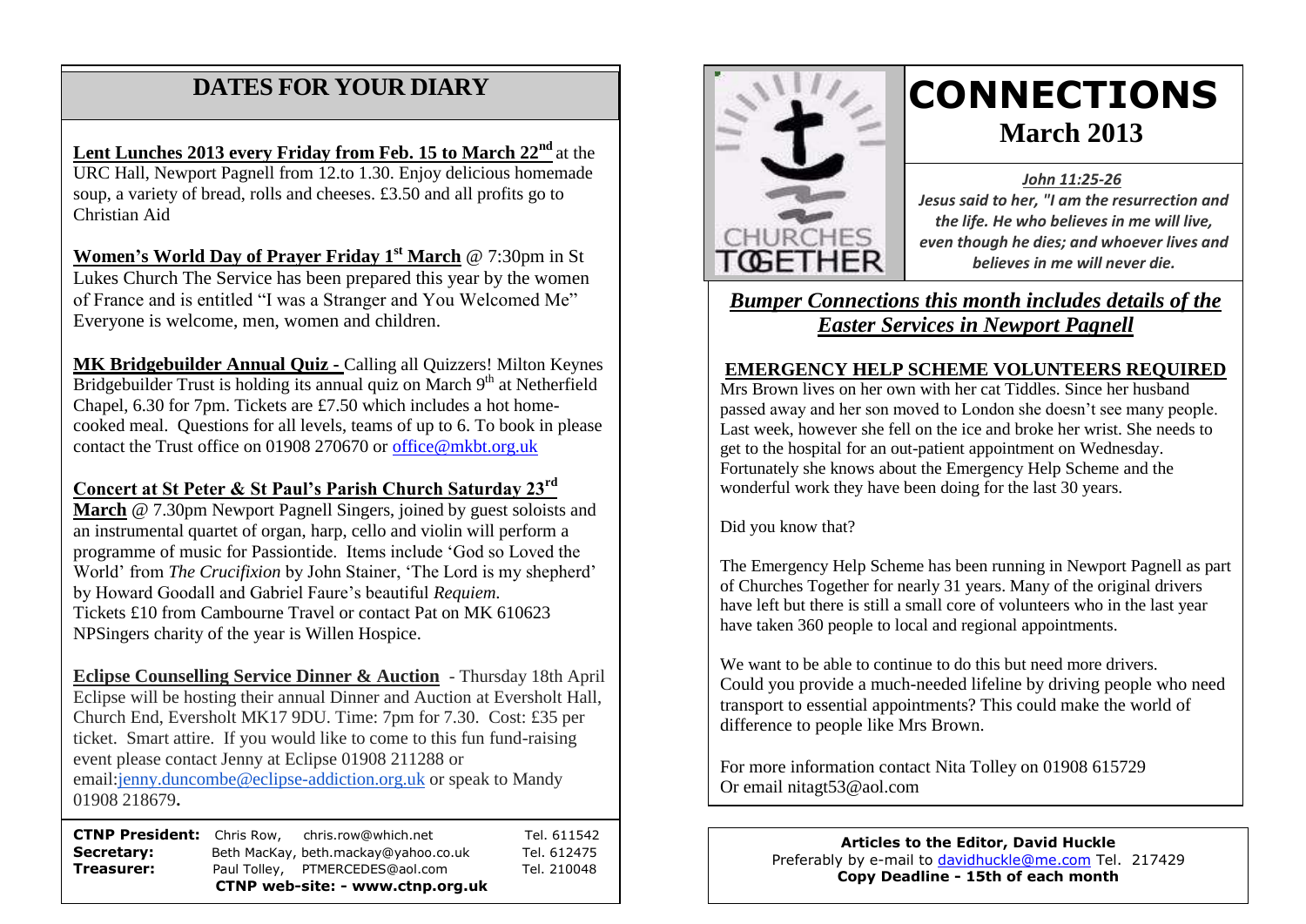# DATES FOR YOUR DIARY

**Lent Lunches 2013 every Friday from Feb. 15 to March 22nd** at the URC Hall, Newport Pagnell from 12.to 1.30. Enjoy delicious homemade soup, a variety of bread, rolls and cheeses. £3.50 and all profits go to Christian Aid

**Women's World Day of Prayer Friday 1st March** @ 7:30pm in St Lukes Church The Service has been prepared this year by the women of France and is entitled "I was a Stranger and You Welcomed Me" Everyone is welcome, men, women and children.

**MK Bridgebuilder Annual Quiz -** Calling all Quizzers! Milton Keynes Bridgebuilder Trust is holding its annual quiz on March 9th at Netherfield Chapel, 6.30 for 7pm. Tickets are £7.50 which includes a hot home-cooked meal. Questions for all levels, teams of up to 6. To book in please contact the Trust office on 01908 270670 or office@mkbt.org.uk

**Concert at St Peter & St Paul's Parish Church Saturday 23rd March** @ 7.30pm Newport Pagnell Singers, joined by guest soloists and an instrumental quartet of organ, harp, cello and violin will perform a programme of music for Passiontide. Items include 'God so Loved the World' from *The Crucifixion* by John Stainer, 'The Lord is my shepherd' by Howard Goodall and Gabriel Faure's beautiful *Requiem*.
Tickets £10 from Cambourne Travel or contact Pat on MK 610623
NPSingers charity of the year is Willen Hospice.

**Eclipse Counselling Service Dinner & Auction** - Thursday 18th April Eclipse will be hosting their annual Dinner and Auction at Eversholt Hall, Church End, Eversholt MK17 9DU. Time: 7pm for 7.30. Cost: £35 per ticket. Smart attire. If you would like to come to this fun fund-raising event please contact Jenny at Eclipse 01908 211288 or email:jenny.duncombe@eclipse-addiction.org.uk or speak to Mandy 01908 218679.

| | | |
|---|---|---|
| **CTNP President:** | Chris Row, chris.row@which.net | Tel. 611542 |
| **Secretary:** | Beth MacKay, beth.mackay@yahoo.co.uk | Tel. 612475 |
| **Treasurer:** | Paul Tolley, PTMERCEDES@aol.com | Tel. 210048 |

**CTNP web-site: - www.ctnp.org.uk**

# CONNECTIONS

## March 2013

CHURCHES TOGETHER

***John 11:25-26***
***Jesus said to her, "I am the resurrection and the life. He who believes in me will live, even though he dies; and whoever lives and believes in me will never die.***

***Bumper Connections this month includes details of the Easter Services in Newport Pagnell***

## EMERGENCY HELP SCHEME VOLUNTEERS REQUIRED

Mrs Brown lives on her own with her cat Tiddles. Since her husband passed away and her son moved to London she doesn't see many people. Last week, however she fell on the ice and broke her wrist. She needs to get to the hospital for an out-patient appointment on Wednesday. Fortunately she knows about the Emergency Help Scheme and the wonderful work they have been doing for the last 30 years.

Did you know that?

The Emergency Help Scheme has been running in Newport Pagnell as part of Churches Together for nearly 31 years. Many of the original drivers have left but there is still a small core of volunteers who in the last year have taken 360 people to local and regional appointments.

We want to be able to continue to do this but need more drivers.
Could you provide a much-needed lifeline by driving people who need transport to essential appointments? This could make the world of difference to people like Mrs Brown.

For more information contact Nita Tolley on 01908 615729
Or email nitagt53@aol.com

**Articles to the Editor, David Huckle**
Preferably by e-mail to davidhuckle@me.com Tel. 217429
**Copy Deadline - 15th of each month**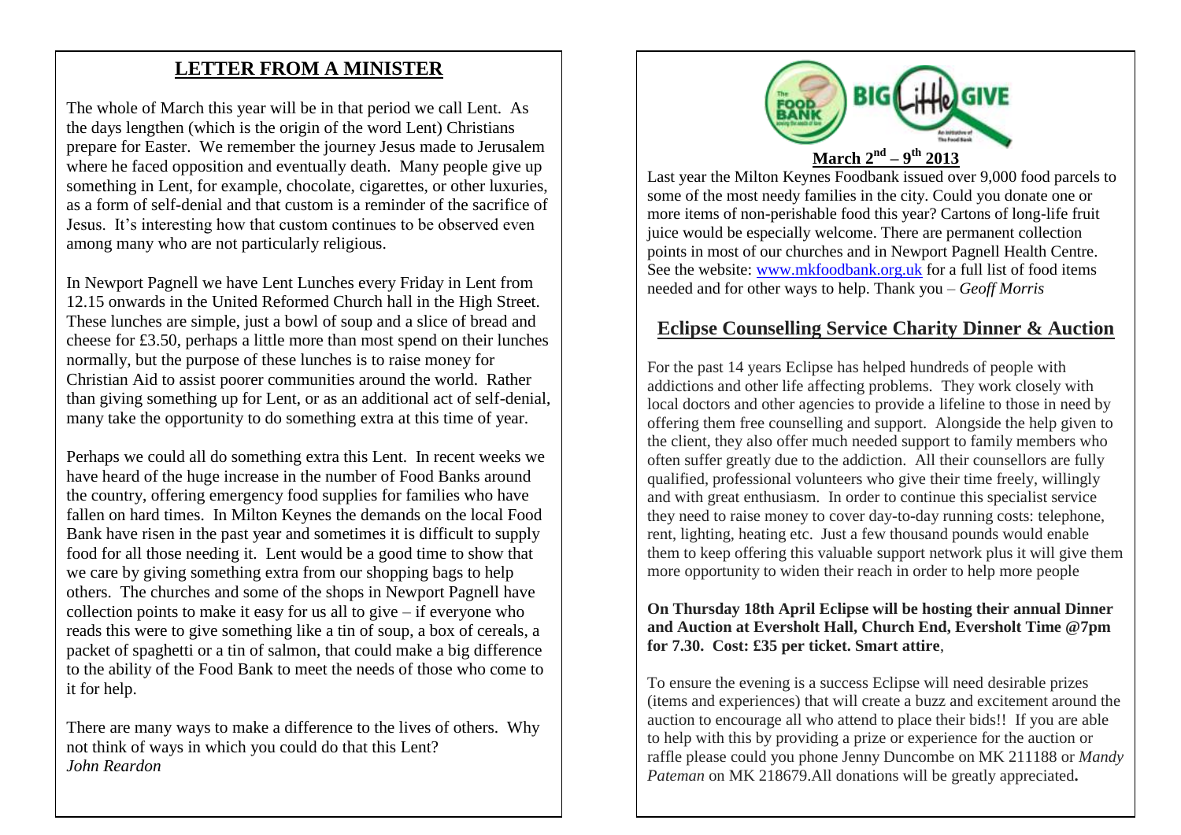## LETTER FROM A MINISTER

The whole of March this year will be in that period we call Lent. As the days lengthen (which is the origin of the word Lent) Christians prepare for Easter. We remember the journey Jesus made to Jerusalem where he faced opposition and eventually death. Many people give up something in Lent, for example, chocolate, cigarettes, or other luxuries, as a form of self-denial and that custom is a reminder of the sacrifice of Jesus. It's interesting how that custom continues to be observed even among many who are not particularly religious.

In Newport Pagnell we have Lent Lunches every Friday in Lent from 12.15 onwards in the United Reformed Church hall in the High Street. These lunches are simple, just a bowl of soup and a slice of bread and cheese for £3.50, perhaps a little more than most spend on their lunches normally, but the purpose of these lunches is to raise money for Christian Aid to assist poorer communities around the world. Rather than giving something up for Lent, or as an additional act of self-denial, many take the opportunity to do something extra at this time of year.

Perhaps we could all do something extra this Lent. In recent weeks we have heard of the huge increase in the number of Food Banks around the country, offering emergency food supplies for families who have fallen on hard times. In Milton Keynes the demands on the local Food Bank have risen in the past year and sometimes it is difficult to supply food for all those needing it. Lent would be a good time to show that we care by giving something extra from our shopping bags to help others. The churches and some of the shops in Newport Pagnell have collection points to make it easy for us all to give – if everyone who reads this were to give something like a tin of soup, a box of cereals, a packet of spaghetti or a tin of salmon, that could make a big difference to the ability of the Food Bank to meet the needs of those who come to it for help.

There are many ways to make a difference to the lives of others. Why not think of ways in which you could do that this Lent?
*John Reardon*

## BIG Little GIVE

**March 2nd – 9th 2013**

Last year the Milton Keynes Foodbank issued over 9,000 food parcels to some of the most needy families in the city. Could you donate one or more items of non-perishable food this year? Cartons of long-life fruit juice would be especially welcome. There are permanent collection points in most of our churches and in Newport Pagnell Health Centre. See the website: www.mkfoodbank.org.uk for a full list of food items needed and for other ways to help. Thank you – *Geoff Morris*

## Eclipse Counselling Service Charity Dinner & Auction

For the past 14 years Eclipse has helped hundreds of people with addictions and other life affecting problems. They work closely with local doctors and other agencies to provide a lifeline to those in need by offering them free counselling and support. Alongside the help given to the client, they also offer much needed support to family members who often suffer greatly due to the addiction. All their counsellors are fully qualified, professional volunteers who give their time freely, willingly and with great enthusiasm. In order to continue this specialist service they need to raise money to cover day-to-day running costs: telephone, rent, lighting, heating etc. Just a few thousand pounds would enable them to keep offering this valuable support network plus it will give them more opportunity to widen their reach in order to help more people

**On Thursday 18th April Eclipse will be hosting their annual Dinner and Auction at Eversholt Hall, Church End, Eversholt Time @7pm for 7.30. Cost: £35 per ticket. Smart attire**,

To ensure the evening is a success Eclipse will need desirable prizes (items and experiences) that will create a buzz and excitement around the auction to encourage all who attend to place their bids!! If you are able to help with this by providing a prize or experience for the auction or raffle please could you phone Jenny Duncombe on MK 211188 or *Mandy Pateman* on MK 218679.All donations will be greatly appreciated**.**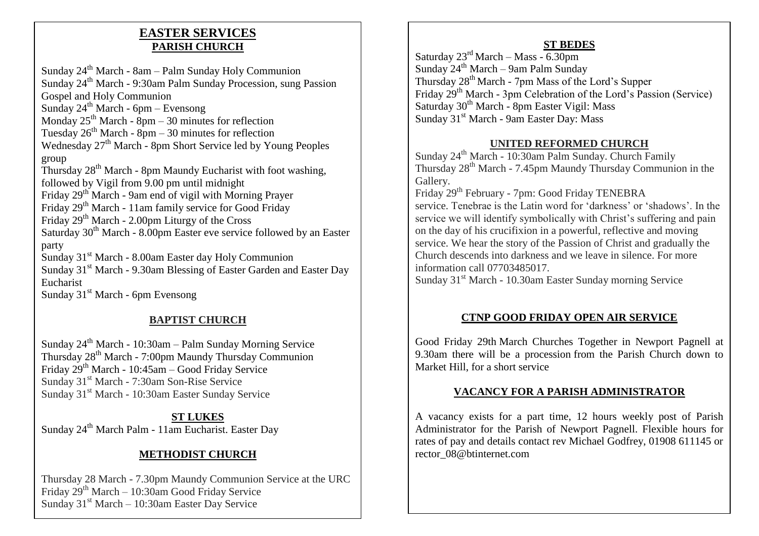# EASTER SERVICES

## PARISH CHURCH

Sunday 24th March - 8am – Palm Sunday Holy Communion
Sunday 24th March - 9:30am Palm Sunday Procession, sung Passion Gospel and Holy Communion
Sunday 24th March - 6pm – Evensong
Monday 25th March - 8pm – 30 minutes for reflection
Tuesday 26th March - 8pm – 30 minutes for reflection
Wednesday 27th March - 8pm Short Service led by Young Peoples group
Thursday 28th March - 8pm Maundy Eucharist with foot washing, followed by Vigil from 9.00 pm until midnight
Friday 29th March - 9am end of vigil with Morning Prayer
Friday 29th March - 11am family service for Good Friday
Friday 29th March - 2.00pm Liturgy of the Cross
Saturday 30th March - 8.00pm Easter eve service followed by an Easter party
Sunday 31st March - 8.00am Easter day Holy Communion
Sunday 31st March - 9.30am Blessing of Easter Garden and Easter Day Eucharist
Sunday 31st March - 6pm Evensong

## BAPTIST CHURCH

Sunday 24th March - 10:30am – Palm Sunday Morning Service
Thursday 28th March - 7:00pm Maundy Thursday Communion
Friday 29th March - 10:45am – Good Friday Service
Sunday 31st March - 7:30am Son-Rise Service
Sunday 31st March - 10:30am Easter Sunday Service

## ST LUKES

Sunday 24th March Palm - 11am Eucharist. Easter Day

## METHODIST CHURCH

Thursday 28 March - 7.30pm Maundy Communion Service at the URC
Friday 29th March – 10:30am Good Friday Service
Sunday 31st March – 10:30am Easter Day Service

## ST BEDES

Saturday 23rd March – Mass - 6.30pm
Sunday 24th March – 9am Palm Sunday
Thursday 28th March - 7pm Mass of the Lord's Supper
Friday 29th March - 3pm Celebration of the Lord's Passion (Service)
Saturday 30th March - 8pm Easter Vigil: Mass
Sunday 31st March - 9am Easter Day: Mass

## UNITED REFORMED CHURCH

Sunday 24th March - 10:30am Palm Sunday. Church Family
Thursday 28th March - 7.45pm Maundy Thursday Communion in the Gallery.
Friday 29th February - 7pm: Good Friday TENEBRA service. Tenebrae is the Latin word for 'darkness' or 'shadows'. In the service we will identify symbolically with Christ's suffering and pain on the day of his crucifixion in a powerful, reflective and moving service. We hear the story of the Passion of Christ and gradually the Church descends into darkness and we leave in silence. For more information call 07703485017.
Sunday 31st March - 10.30am Easter Sunday morning Service

## CTNP GOOD FRIDAY OPEN AIR SERVICE

Good Friday 29th March Churches Together in Newport Pagnell at 9.30am there will be a procession from the Parish Church down to Market Hill, for a short service

## VACANCY FOR A PARISH ADMINISTRATOR

A vacancy exists for a part time, 12 hours weekly post of Parish Administrator for the Parish of Newport Pagnell. Flexible hours for rates of pay and details contact rev Michael Godfrey, 01908 611145 or rector_08@btinternet.com